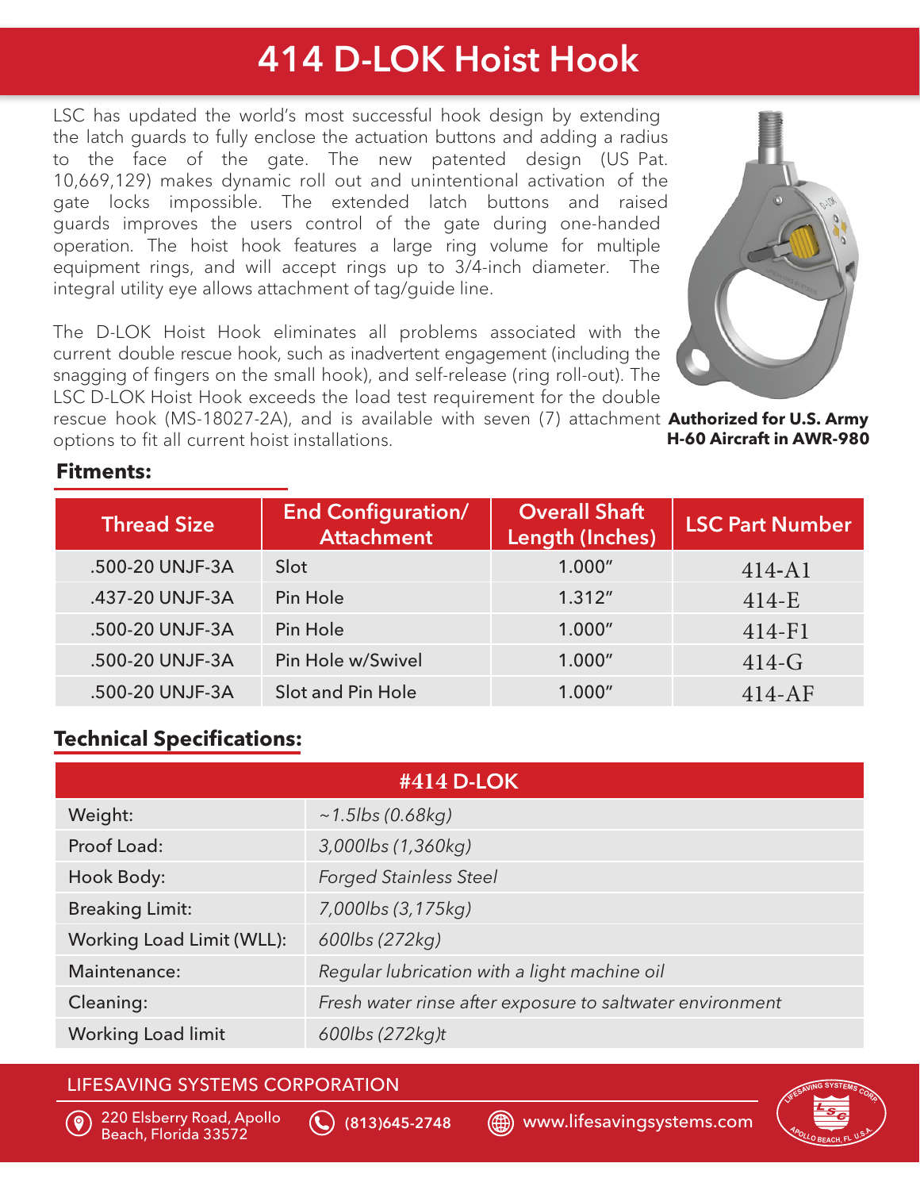# 414 D-LOK Hoist Hook

LSC has updated the world's most successful hook design by extending the latch guards to fully enclose the actuation buttons and adding a radius to the face of the gate. The new patented design (US Pat. 10,669,129) makes dynamic roll out and unintentional activation of the gate locks impossible. The extended latch buttons and raised guards improves the users control of the gate during one-handed operation. The hoist hook features a large ring volume for multiple equipment rings, and will accept rings up to 3/4-inch diameter. The integral utility eye allows attachment of tag/guide line.

The D-LOK Hoist Hook eliminates all problems associated with the current double rescue hook, such as inadvertent engagement (including the snagging of fingers on the small hook), and self-release (ring roll-out). The LSC D-LOK Hoist Hook exceeds the load test requirement for the double rescue hook (MS-18027-2A), and is available with seven (7) attachment options to fit all current hoist installations.

**Authorized for U.S. Army H-60 Aircraft in AWR-980**

## Fitments:

| Thread Size | End Configuration/ Attachment | Overall Shaft Length (Inches) | LSC Part Number |
|---|---|---|---|
| .500-20 UNJF-3A | Slot | 1.000" | 414-A1 |
| .437-20 UNJF-3A | Pin Hole | 1.312" | 414-E |
| .500-20 UNJF-3A | Pin Hole | 1.000" | 414-F1 |
| .500-20 UNJF-3A | Pin Hole w/Swivel | 1.000" | 414-G |
| .500-20 UNJF-3A | Slot and Pin Hole | 1.000" | 414-AF |

## Technical Specifications:

| #414 D-LOK | |
|---|---|
| Weight: | *~1.5lbs (0.68kg)* |
| Proof Load: | *3,000lbs (1,360kg)* |
| Hook Body: | *Forged Stainless Steel* |
| Breaking Limit: | *7,000lbs (3,175kg)* |
| Working Load Limit (WLL): | *600lbs (272kg)* |
| Maintenance: | *Regular lubrication with a light machine oil* |
| Cleaning: | *Fresh water rinse after exposure to saltwater environment* |
| Working Load limit | *600lbs (272kg)t* |

LIFESAVING SYSTEMS CORPORATION

220 Elsberry Road, Apollo Beach, Florida 33572 | (813)645-2748 | www.lifesavingsystems.com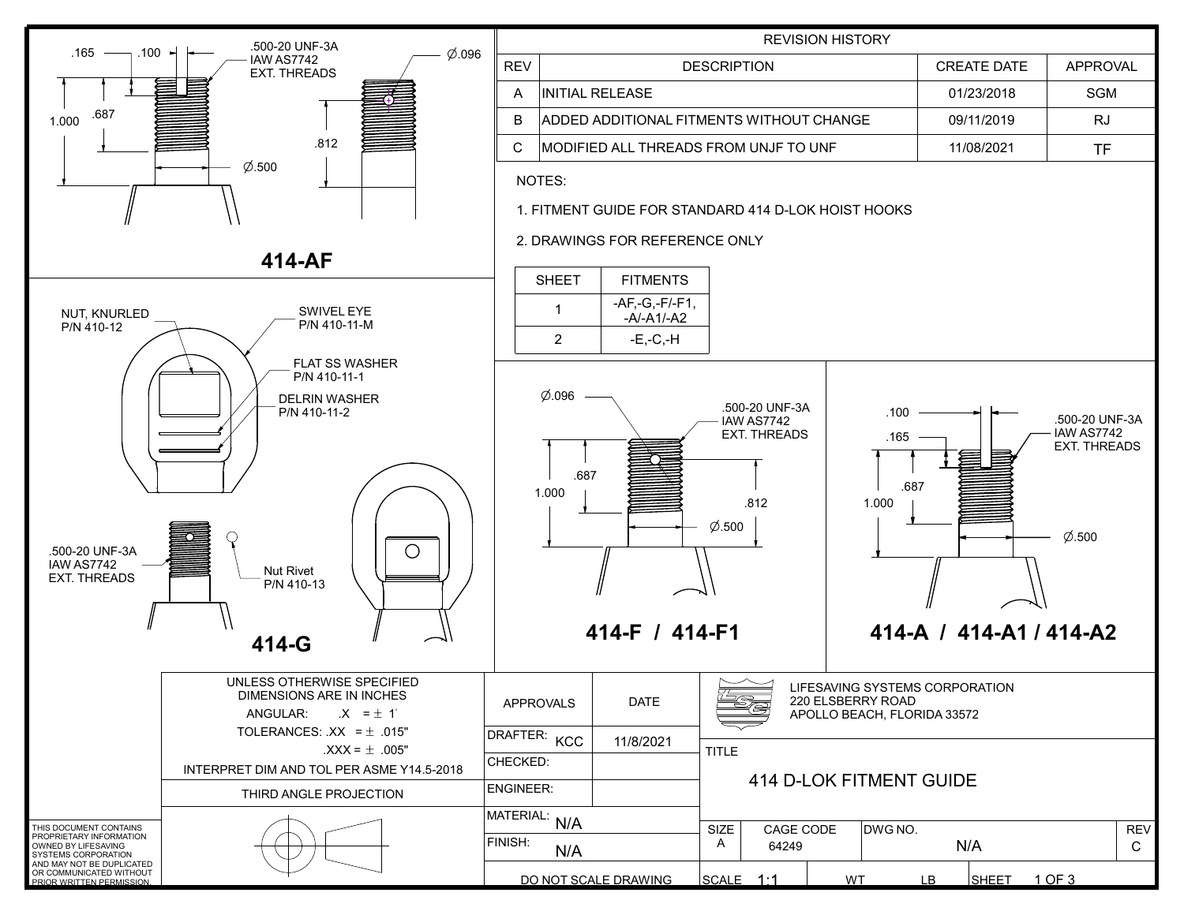## REVISION HISTORY

| REV | DESCRIPTION | CREATE DATE | APPROVAL |
|---|---|---|---|
| A | INITIAL RELEASE | 01/23/2018 | SGM |
| B | ADDED ADDITIONAL FITMENTS WITHOUT CHANGE | 09/11/2019 | RJ |
| C | MODIFIED ALL THREADS FROM UNJF TO UNF | 11/08/2021 | TF |

NOTES:

1. FITMENT GUIDE FOR STANDARD 414 D-LOK HOIST HOOKS
2. DRAWINGS FOR REFERENCE ONLY

| SHEET | FITMENTS |
|---|---|
| 1 | -AF,-G,-F/-F1, -A/-A1/-A2 |
| 2 | -E,-C,-H |

## 414-AF

.165 .100
.500-20 UNF-3A IAW AS7742 EXT. THREADS
1.000 .687
Ø.500
Ø.096
.812

## 414-G

NUT, KNURLED P/N 410-12
SWIVEL EYE P/N 410-11-M
FLAT SS WASHER P/N 410-11-1
DELRIN WASHER P/N 410-11-2
.500-20 UNF-3A IAW AS7742 EXT. THREADS
Nut Rivet P/N 410-13

## 414-F / 414-F1

Ø.096
.500-20 UNF-3A IAW AS7742 EXT. THREADS
1.000 .687
.812
Ø.500

## 414-A / 414-A1 / 414-A2

.100
.165
.500-20 UNF-3A IAW AS7742 EXT. THREADS
1.000 .687
Ø.500

---

UNLESS OTHERWISE SPECIFIED DIMENSIONS ARE IN INCHES
ANGULAR: .X = ± 1°
TOLERANCES: .XX = ± .015"
.XXX = ± .005"
INTERPRET DIM AND TOL PER ASME Y14.5-2018
THIRD ANGLE PROJECTION

THIS DOCUMENT CONTAINS PROPRIETARY INFORMATION OWNED BY LIFESAVING SYSTEMS CORPORATION AND MAY NOT BE DUPLICATED OR COMMUNICATED WITHOUT PRIOR WRITTEN PERMISSION.

| APPROVALS | DATE |
|---|---|
| DRAFTER: KCC | 11/8/2021 |
| CHECKED: | |
| ENGINEER: | |
| MATERIAL: N/A | |
| FINISH: N/A | |

DO NOT SCALE DRAWING

LIFESAVING SYSTEMS CORPORATION
220 ELSBERRY ROAD
APOLLO BEACH, FLORIDA 33572

TITLE: 414 D-LOK FITMENT GUIDE

| SIZE | CAGE CODE | DWG NO. | REV |
|---|---|---|---|
| A | 64249 | N/A | C |

SCALE 1:1 | WT LB | SHEET 1 OF 3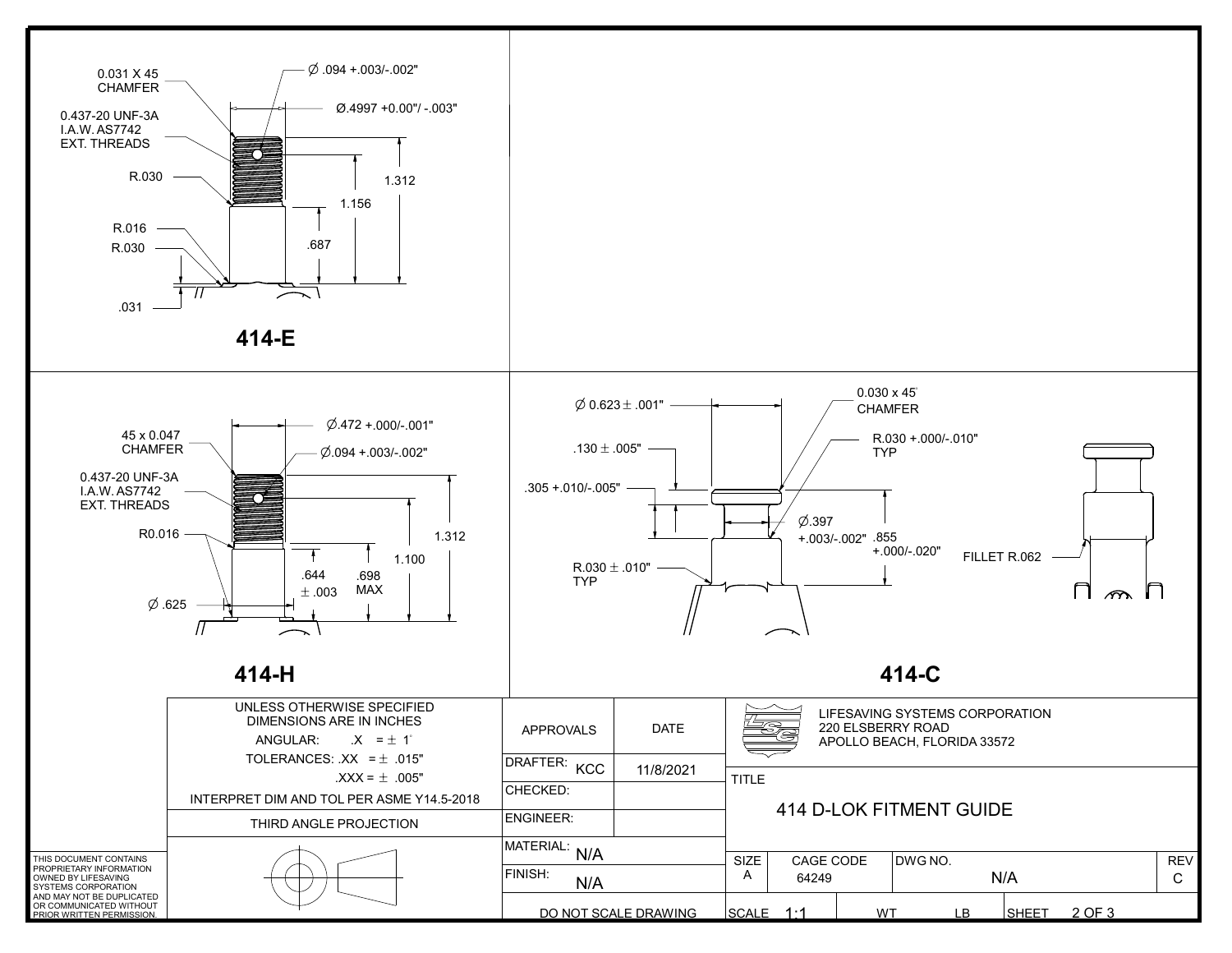## 414-E

0.031 X 45 CHAMFER

Ø .094 +.003/-.002"

Ø.4997 +0.00"/ -.003"

0.437-20 UNF-3A I.A.W. AS7742 EXT. THREADS

R.030

1.312

1.156

R.016

R.030

.687

.031

## 414-H

45 x 0.047 CHAMFER

Ø.472 +.000/-.001"

Ø.094 +.003/-.002"

0.437-20 UNF-3A I.A.W. AS7742 EXT. THREADS

R0.016

1.312

1.100

.644 ± .003

.698 MAX

Ø .625

## 414-C

Ø 0.623 ± .001"

0.030 x 45° CHAMFER

.130 ± .005"

R.030 +.000/-.010" TYP

.305 +.010/-.005"

Ø.397 +.003/-.002"

.855 +.000/-.020"

FILLET R.062

R.030 ± .010" TYP

| | | | |
|---|---|---|---|
| UNLESS OTHERWISE SPECIFIED DIMENSIONS ARE IN INCHES<br>ANGULAR: .X = ± 1°<br>TOLERANCES: .XX = ± .015"<br>.XXX = ± .005"<br>INTERPRET DIM AND TOL PER ASME Y14.5-2018 | APPROVALS | DATE | LIFESAVING SYSTEMS CORPORATION<br>220 ELSBERRY ROAD<br>APOLLO BEACH, FLORIDA 33572 |
| | DRAFTER: KCC | 11/8/2021 | TITLE<br>414 D-LOK FITMENT GUIDE |
| | CHECKED: | | |
| THIRD ANGLE PROJECTION | ENGINEER: | | |
| | MATERIAL: N/A | | SIZE A / CAGE CODE 64249 / DWG NO. N/A / REV C |
| | FINISH: N/A | | |
| | DO NOT SCALE DRAWING | | SCALE 1:1 / WT LB / SHEET 2 OF 3 |

THIS DOCUMENT CONTAINS PROPRIETARY INFORMATION OWNED BY LIFESAVING SYSTEMS CORPORATION AND MAY NOT BE DUPLICATED OR COMMUNICATED WITHOUT PRIOR WRITTEN PERMISSION.